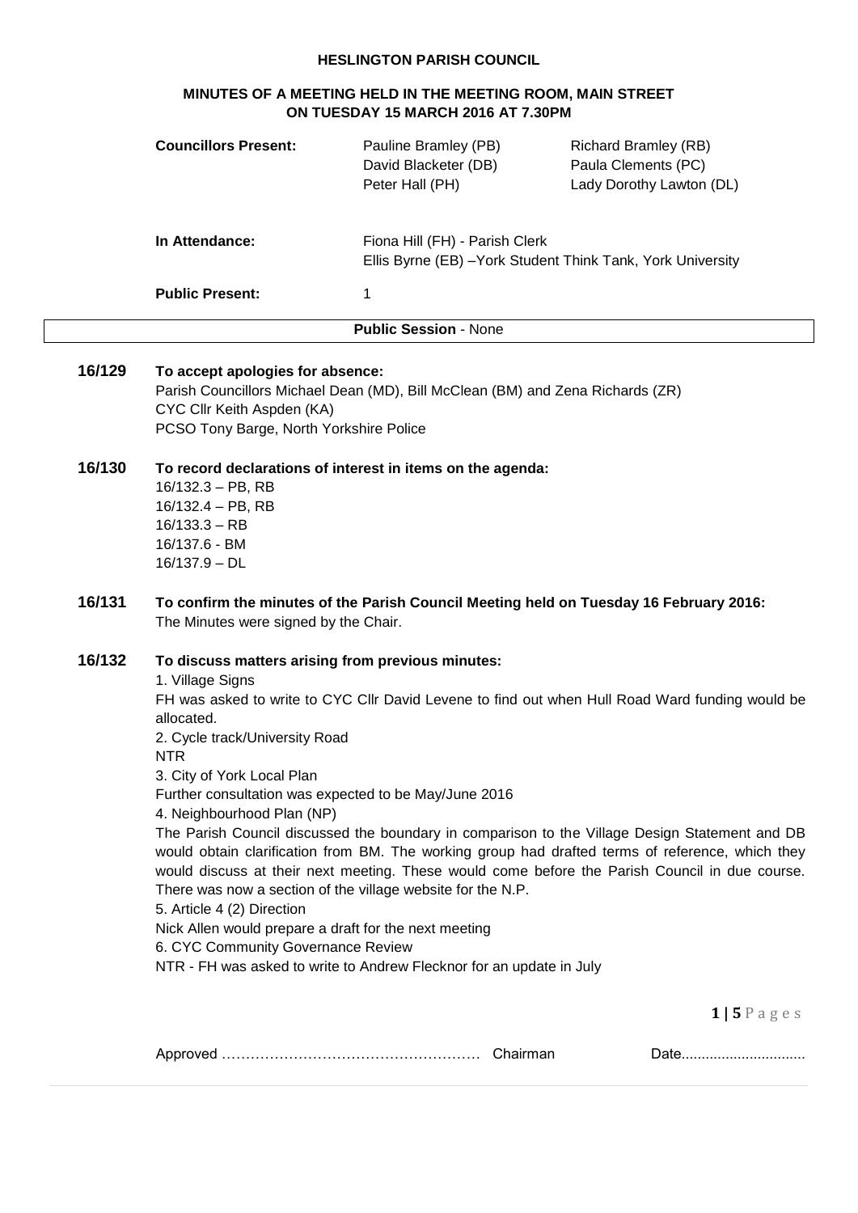**HESLINGTON PARISH COUNCIL**

**MINUTES OF A MEETING HELD IN THE MEETING ROOM, MAIN STREET ON TUESDAY 15 MARCH 2016 AT 7.30PM**

| | | |
|---|---|---|
| **Councillors Present:** | Pauline Bramley (PB)<br>David Blacketer (DB)<br>Peter Hall (PH) | Richard Bramley (RB)<br>Paula Clements (PC)<br>Lady Dorothy Lawton (DL) |
| **In Attendance:** | Fiona Hill (FH) - Parish Clerk<br>Ellis Byrne (EB) –York Student Think Tank, York University | |
| **Public Present:** | 1 | |

**Public Session** - None

**16/129 To accept apologies for absence:**

Parish Councillors Michael Dean (MD), Bill McClean (BM) and Zena Richards (ZR)
CYC Cllr Keith Aspden (KA)
PCSO Tony Barge, North Yorkshire Police

**16/130 To record declarations of interest in items on the agenda:**

16/132.3 – PB, RB
16/132.4 – PB, RB
16/133.3 – RB
16/137.6 - BM
16/137.9 – DL

**16/131 To confirm the minutes of the Parish Council Meeting held on Tuesday 16 February 2016:**

The Minutes were signed by the Chair.

**16/132 To discuss matters arising from previous minutes:**

1. Village Signs
FH was asked to write to CYC Cllr David Levene to find out when Hull Road Ward funding would be allocated.
2. Cycle track/University Road
NTR
3. City of York Local Plan
Further consultation was expected to be May/June 2016
4. Neighbourhood Plan (NP)
The Parish Council discussed the boundary in comparison to the Village Design Statement and DB would obtain clarification from BM. The working group had drafted terms of reference, which they would discuss at their next meeting. These would come before the Parish Council in due course. There was now a section of the village website for the N.P.
5. Article 4 (2) Direction
Nick Allen would prepare a draft for the next meeting
6. CYC Community Governance Review
NTR - FH was asked to write to Andrew Flecknor for an update in July

Approved ……………………………………………… Chairman Date...............................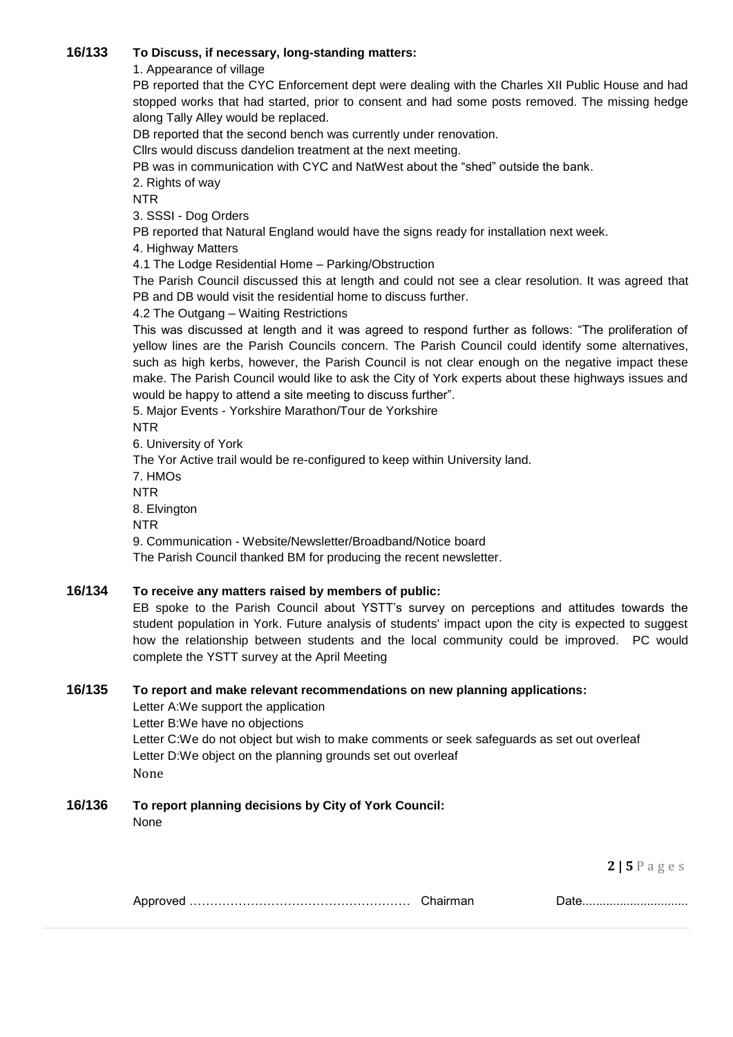**16/133 To Discuss, if necessary, long-standing matters:**

1. Appearance of village

PB reported that the CYC Enforcement dept were dealing with the Charles XII Public House and had stopped works that had started, prior to consent and had some posts removed. The missing hedge along Tally Alley would be replaced.

DB reported that the second bench was currently under renovation.

Cllrs would discuss dandelion treatment at the next meeting.

PB was in communication with CYC and NatWest about the "shed" outside the bank.

2. Rights of way

NTR

3. SSSI - Dog Orders

PB reported that Natural England would have the signs ready for installation next week.

4. Highway Matters

4.1 The Lodge Residential Home – Parking/Obstruction

The Parish Council discussed this at length and could not see a clear resolution. It was agreed that PB and DB would visit the residential home to discuss further.

4.2 The Outgang – Waiting Restrictions

This was discussed at length and it was agreed to respond further as follows: "The proliferation of yellow lines are the Parish Councils concern. The Parish Council could identify some alternatives, such as high kerbs, however, the Parish Council is not clear enough on the negative impact these make. The Parish Council would like to ask the City of York experts about these highways issues and would be happy to attend a site meeting to discuss further".

5. Major Events - Yorkshire Marathon/Tour de Yorkshire

NTR

6. University of York

The Yor Active trail would be re-configured to keep within University land.

7. HMOs

NTR

8. Elvington

NTR

9. Communication - Website/Newsletter/Broadband/Notice board

The Parish Council thanked BM for producing the recent newsletter.

**16/134 To receive any matters raised by members of public:**

EB spoke to the Parish Council about YSTT's survey on perceptions and attitudes towards the student population in York. Future analysis of students' impact upon the city is expected to suggest how the relationship between students and the local community could be improved. PC would complete the YSTT survey at the April Meeting

**16/135 To report and make relevant recommendations on new planning applications:**

Letter A:We support the application

Letter B:We have no objections

Letter C:We do not object but wish to make comments or seek safeguards as set out overleaf

Letter D:We object on the planning grounds set out overleaf

None

**16/136 To report planning decisions by City of York Council:**

None

Approved …………………………………………… Chairman Date..............................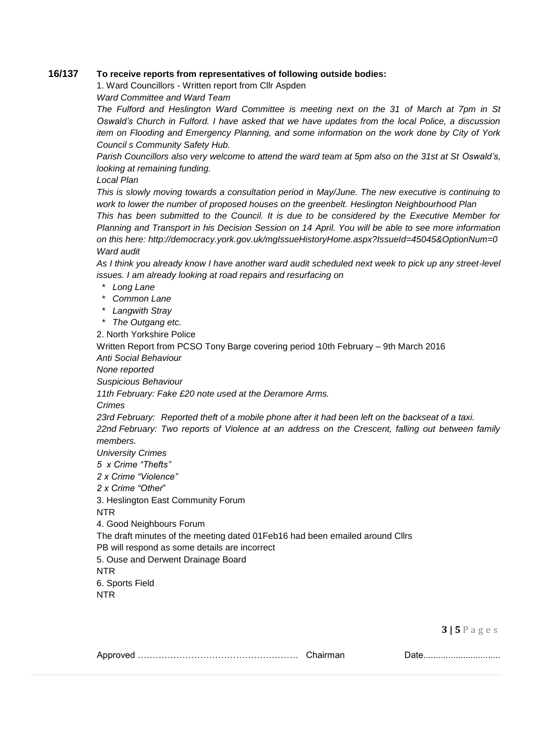**16/137 To receive reports from representatives of following outside bodies:**

1. Ward Councillors - Written report from Cllr Aspden

*Ward Committee and Ward Team*

*The Fulford and Heslington Ward Committee is meeting next on the 31 of March at 7pm in St Oswald's Church in Fulford. I have asked that we have updates from the local Police, a discussion item on Flooding and Emergency Planning, and some information on the work done by City of York Council s Community Safety Hub.*

*Parish Councillors also very welcome to attend the ward team at 5pm also on the 31st at St Oswald's, looking at remaining funding.*

*Local Plan*

*This is slowly moving towards a consultation period in May/June. The new executive is continuing to work to lower the number of proposed houses on the greenbelt. Heslington Neighbourhood Plan*

*This has been submitted to the Council. It is due to be considered by the Executive Member for Planning and Transport in his Decision Session on 14 April. You will be able to see more information on this here: http://democracy.york.gov.uk/mgIssueHistoryHome.aspx?IssueId=45045&OptionNum=0*

*Ward audit*

*As I think you already know I have another ward audit scheduled next week to pick up any street-level issues. I am already looking at road repairs and resurfacing on*

- *Long Lane*
- *Common Lane*
- *Langwith Stray*
- *The Outgang etc.*

2. North Yorkshire Police

Written Report from PCSO Tony Barge covering period 10th February – 9th March 2016

*Anti Social Behaviour*

*None reported*

*Suspicious Behaviour*

*11th February: Fake £20 note used at the Deramore Arms.*

*Crimes*

*23rd February: Reported theft of a mobile phone after it had been left on the backseat of a taxi.*

*22nd February: Two reports of Violence at an address on the Crescent, falling out between family members.*

*University Crimes*

*5 x Crime "Thefts"*

*2 x Crime "Violence"*

*2 x Crime "Other"*

3. Heslington East Community Forum

NTR

4. Good Neighbours Forum

The draft minutes of the meeting dated 01Feb16 had been emailed around Cllrs

PB will respond as some details are incorrect

5. Ouse and Derwent Drainage Board

NTR

6. Sports Field

NTR

Approved ……………………………………………… Chairman Date..............................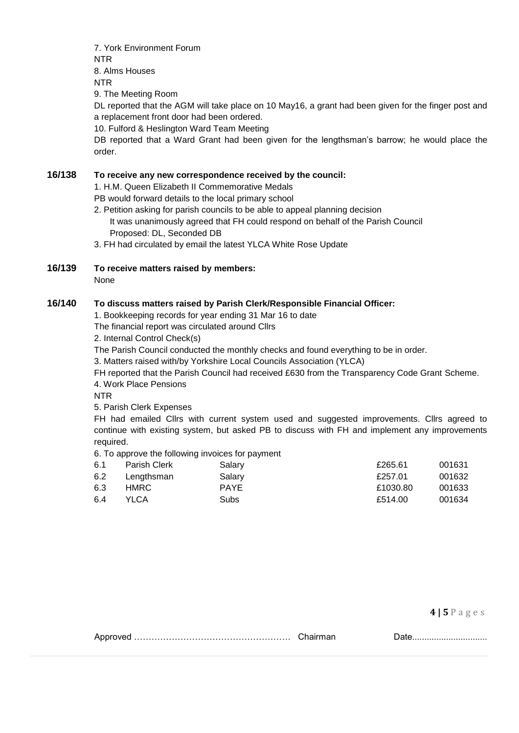7. York Environment Forum

NTR

8. Alms Houses

NTR

9. The Meeting Room

DL reported that the AGM will take place on 10 May16, a grant had been given for the finger post and a replacement front door had been ordered.

10. Fulford & Heslington Ward Team Meeting

DB reported that a Ward Grant had been given for the lengthsman's barrow; he would place the order.

**16/138 To receive any new correspondence received by the council:**

1. H.M. Queen Elizabeth II Commemorative Medals

PB would forward details to the local primary school

2. Petition asking for parish councils to be able to appeal planning decision

It was unanimously agreed that FH could respond on behalf of the Parish Council

Proposed: DL, Seconded DB

3. FH had circulated by email the latest YLCA White Rose Update

**16/139 To receive matters raised by members:**

None

**16/140 To discuss matters raised by Parish Clerk/Responsible Financial Officer:**

1. Bookkeeping records for year ending 31 Mar 16 to date

The financial report was circulated around Cllrs

2. Internal Control Check(s)

The Parish Council conducted the monthly checks and found everything to be in order.

3. Matters raised with/by Yorkshire Local Councils Association (YLCA)

FH reported that the Parish Council had received £630 from the Transparency Code Grant Scheme.

4. Work Place Pensions

NTR

5. Parish Clerk Expenses

FH had emailed Cllrs with current system used and suggested improvements. Cllrs agreed to continue with existing system, but asked PB to discuss with FH and implement any improvements required.

6. To approve the following invoices for payment

| | | | | |
|---|---|---|---|---|
| 6.1 | Parish Clerk | Salary | £265.61 | 001631 |
| 6.2 | Lengthsman | Salary | £257.01 | 001632 |
| 6.3 | HMRC | PAYE | £1030.80 | 001633 |
| 6.4 | YLCA | Subs | £514.00 | 001634 |

Approved …………………………………………… Chairman Date..............................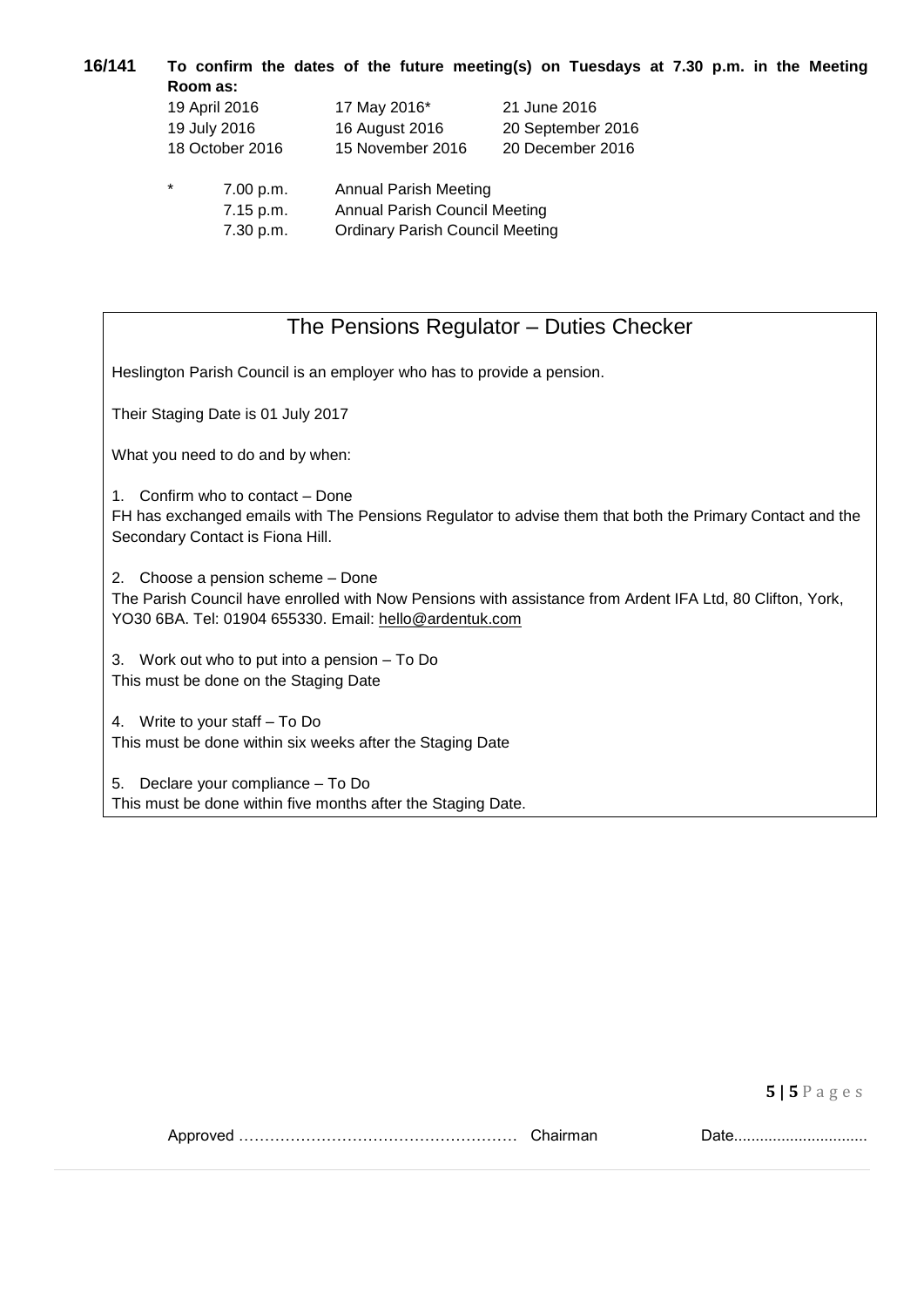**16/141 To confirm the dates of the future meeting(s) on Tuesdays at 7.30 p.m. in the Meeting Room as:**

| | | |
|---|---|---|
| 19 April 2016 | 17 May 2016* | 21 June 2016 |
| 19 July 2016 | 16 August 2016 | 20 September 2016 |
| 18 October 2016 | 15 November 2016 | 20 December 2016 |

| | | |
|---|---|---|
| * | 7.00 p.m. | Annual Parish Meeting |
| | 7.15 p.m. | Annual Parish Council Meeting |
| | 7.30 p.m. | Ordinary Parish Council Meeting |

## The Pensions Regulator – Duties Checker

Heslington Parish Council is an employer who has to provide a pension.

Their Staging Date is 01 July 2017

What you need to do and by when:

1. Confirm who to contact – Done
FH has exchanged emails with The Pensions Regulator to advise them that both the Primary Contact and the Secondary Contact is Fiona Hill.

2. Choose a pension scheme – Done
The Parish Council have enrolled with Now Pensions with assistance from Ardent IFA Ltd, 80 Clifton, York, YO30 6BA. Tel: 01904 655330. Email: hello@ardentuk.com

3. Work out who to put into a pension – To Do
This must be done on the Staging Date

4. Write to your staff – To Do
This must be done within six weeks after the Staging Date

5. Declare your compliance – To Do
This must be done within five months after the Staging Date.

Approved …………………………………………… Chairman Date..............................